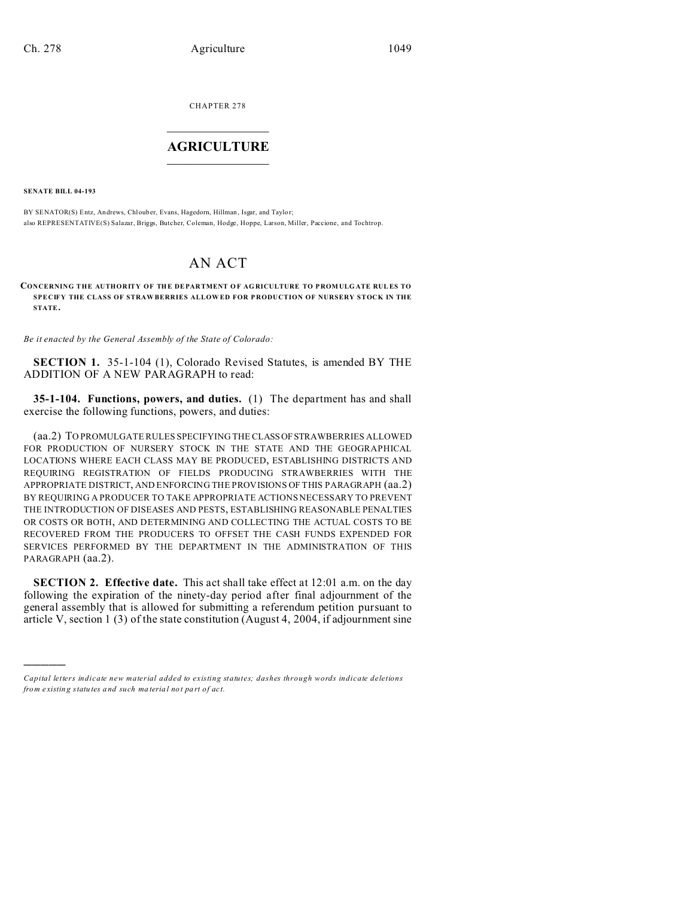CHAPTER 278

# AGRICULTURE

**SENATE BILL 04-193**

BY SENATOR(S) Entz, Andrews, Chlouber, Evans, Hagedorn, Hillman, Isgar, and Taylor;
also REPRESENTATIVE(S) Salazar, Briggs, Butcher, Coleman, Hodge, Hoppe, Larson, Miller, Paccione, and Tochtrop.

# AN ACT

**CONCERNING THE AUTHORITY OF THE DEPARTMENT OF AGRICULTURE TO PROMULGATE RULES TO SPECIFY THE CLASS OF STRAWBERRIES ALLOWED FOR PRODUCTION OF NURSERY STOCK IN THE STATE.**

*Be it enacted by the General Assembly of the State of Colorado:*

**SECTION 1.** 35-1-104 (1), Colorado Revised Statutes, is amended BY THE ADDITION OF A NEW PARAGRAPH to read:

**35-1-104. Functions, powers, and duties.** (1) The department has and shall exercise the following functions, powers, and duties:

(aa.2) TO PROMULGATE RULES SPECIFYING THE CLASS OF STRAWBERRIES ALLOWED FOR PRODUCTION OF NURSERY STOCK IN THE STATE AND THE GEOGRAPHICAL LOCATIONS WHERE EACH CLASS MAY BE PRODUCED, ESTABLISHING DISTRICTS AND REQUIRING REGISTRATION OF FIELDS PRODUCING STRAWBERRIES WITH THE APPROPRIATE DISTRICT, AND ENFORCING THE PROVISIONS OF THIS PARAGRAPH (aa.2) BY REQUIRING A PRODUCER TO TAKE APPROPRIATE ACTIONS NECESSARY TO PREVENT THE INTRODUCTION OF DISEASES AND PESTS, ESTABLISHING REASONABLE PENALTIES OR COSTS OR BOTH, AND DETERMINING AND COLLECTING THE ACTUAL COSTS TO BE RECOVERED FROM THE PRODUCERS TO OFFSET THE CASH FUNDS EXPENDED FOR SERVICES PERFORMED BY THE DEPARTMENT IN THE ADMINISTRATION OF THIS PARAGRAPH (aa.2).

**SECTION 2. Effective date.** This act shall take effect at 12:01 a.m. on the day following the expiration of the ninety-day period after final adjournment of the general assembly that is allowed for submitting a referendum petition pursuant to article V, section 1 (3) of the state constitution (August 4, 2004, if adjournment sine

————

*Capital letters indicate new material added to existing statutes; dashes through words indicate deletions from existing statutes and such material not part of act.*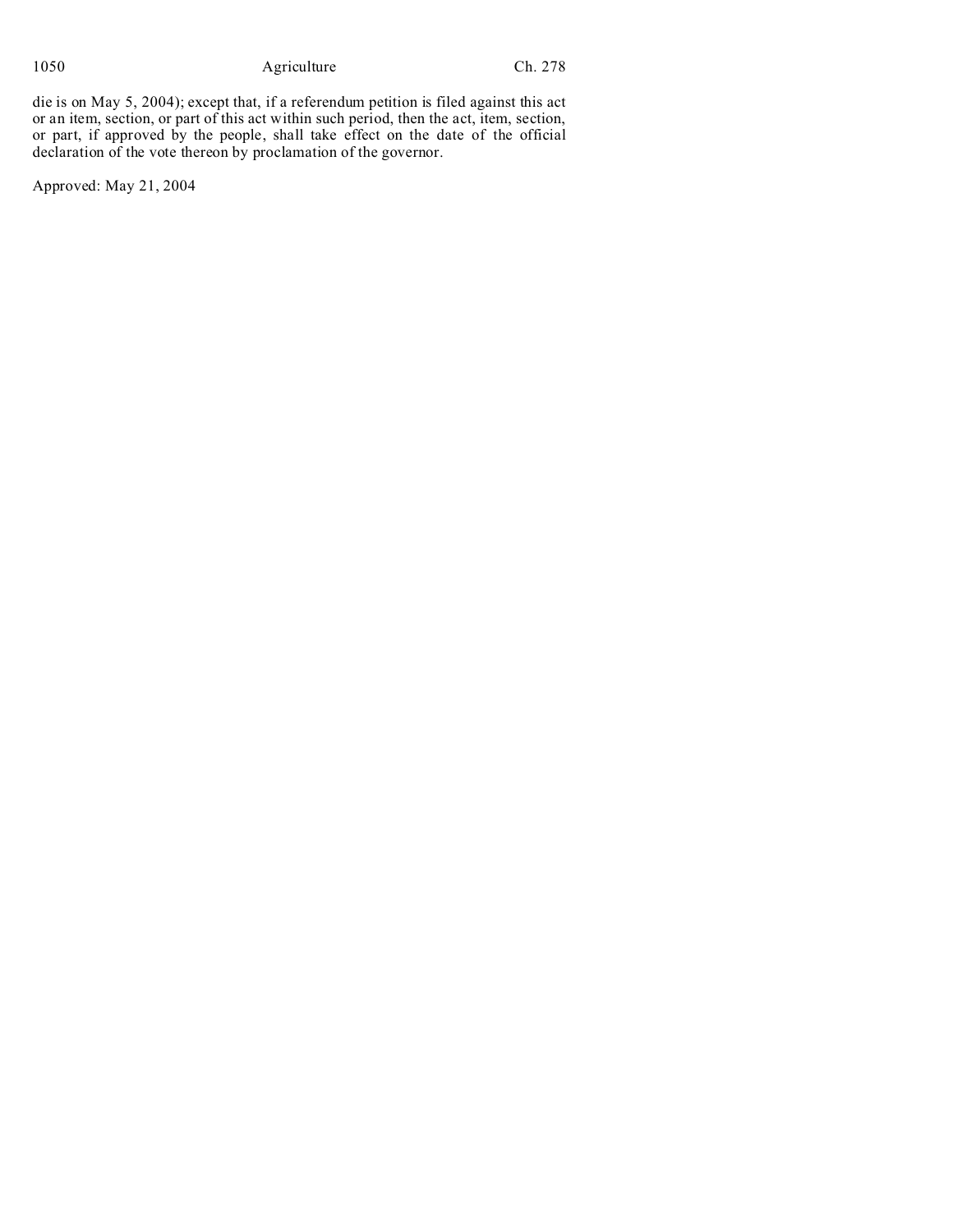die is on May 5, 2004); except that, if a referendum petition is filed against this act or an item, section, or part of this act within such period, then the act, item, section, or part, if approved by the people, shall take effect on the date of the official declaration of the vote thereon by proclamation of the governor.

Approved: May 21, 2004